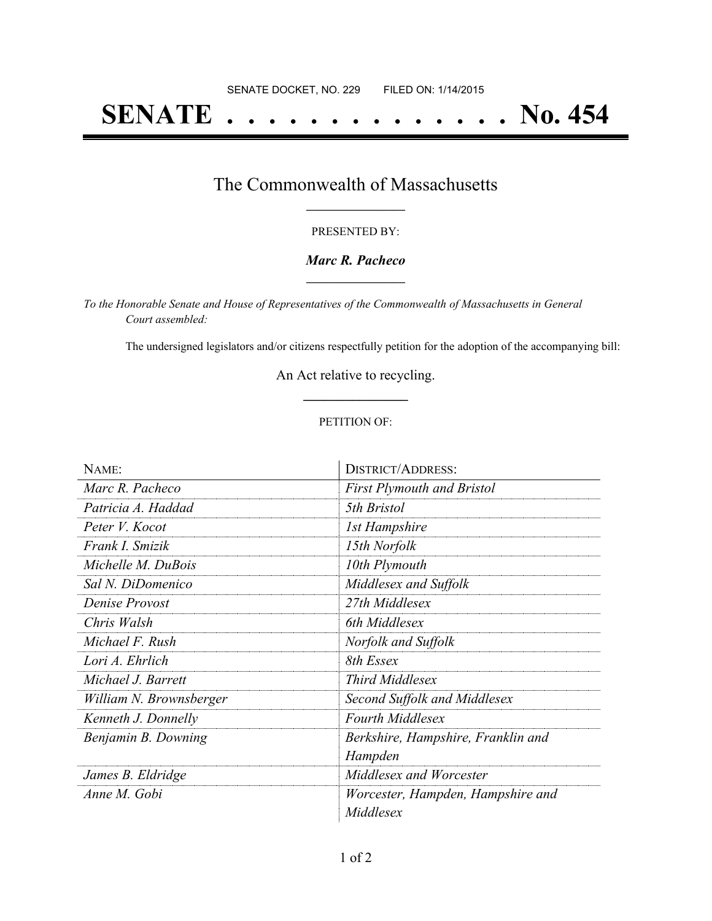SENATE DOCKET, NO. 229        FILED ON: 1/14/2015

# SENATE . . . . . . . . . . . . . . . No. 454

## The Commonwealth of Massachusetts

PRESENTED BY:

***Marc R. Pacheco***

*To the Honorable Senate and House of Representatives of the Commonwealth of Massachusetts in General Court assembled:*

The undersigned legislators and/or citizens respectfully petition for the adoption of the accompanying bill:

An Act relative to recycling.

PETITION OF:

| NAME: | DISTRICT/ADDRESS: |
|---|---|
| *Marc R. Pacheco* | *First Plymouth and Bristol* |
| *Patricia A. Haddad* | *5th Bristol* |
| *Peter V. Kocot* | *1st Hampshire* |
| *Frank I. Smizik* | *15th Norfolk* |
| *Michelle M. DuBois* | *10th Plymouth* |
| *Sal N. DiDomenico* | *Middlesex and Suffolk* |
| *Denise Provost* | *27th Middlesex* |
| *Chris Walsh* | *6th Middlesex* |
| *Michael F. Rush* | *Norfolk and Suffolk* |
| *Lori A. Ehrlich* | *8th Essex* |
| *Michael J. Barrett* | *Third Middlesex* |
| *William N. Brownsberger* | *Second Suffolk and Middlesex* |
| *Kenneth J. Donnelly* | *Fourth Middlesex* |
| *Benjamin B. Downing* | *Berkshire, Hampshire, Franklin and Hampden* |
| *James B. Eldridge* | *Middlesex and Worcester* |
| *Anne M. Gobi* | *Worcester, Hampden, Hampshire and Middlesex* |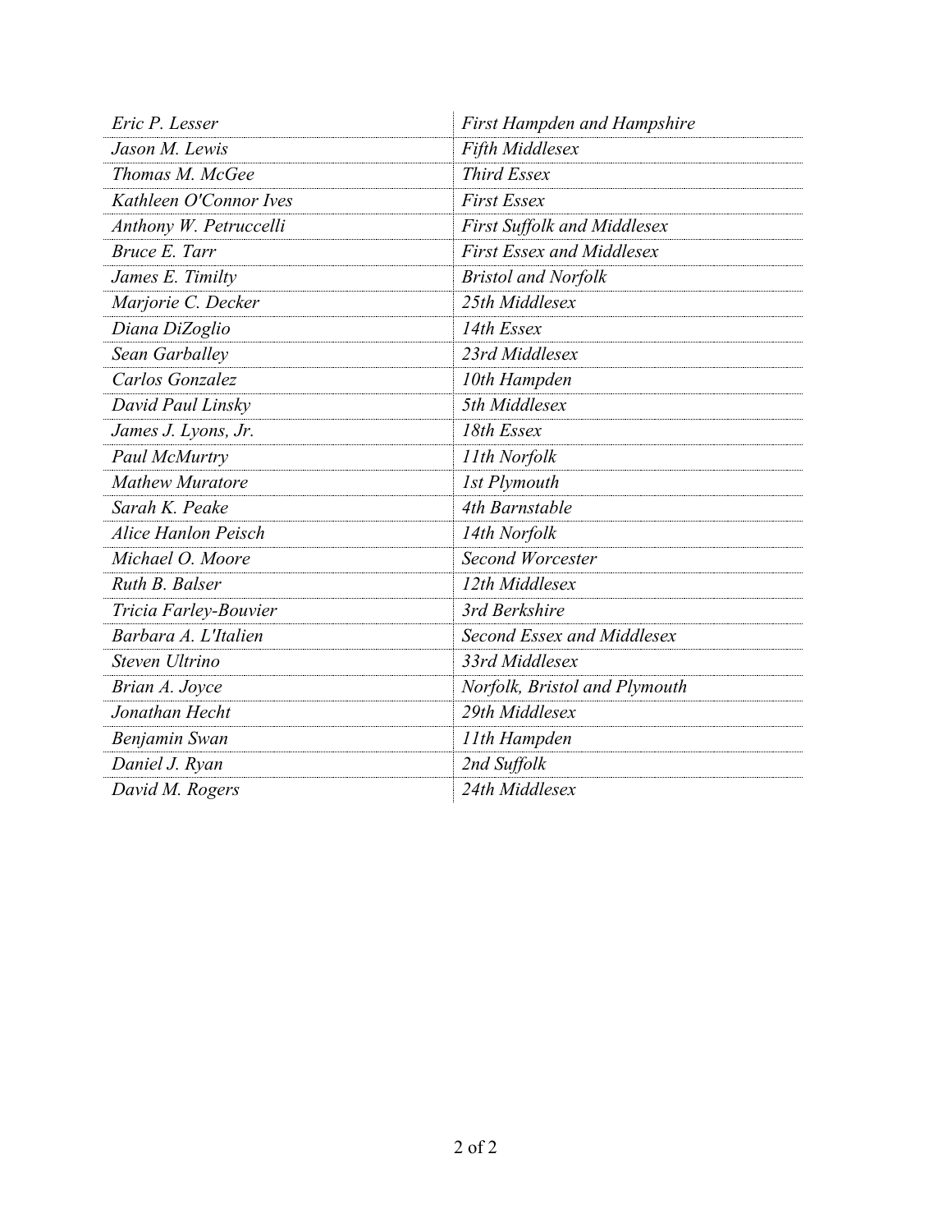| | |
|---|---|
| *Eric P. Lesser* | *First Hampden and Hampshire* |
| *Jason M. Lewis* | *Fifth Middlesex* |
| *Thomas M. McGee* | *Third Essex* |
| *Kathleen O'Connor Ives* | *First Essex* |
| *Anthony W. Petruccelli* | *First Suffolk and Middlesex* |
| *Bruce E. Tarr* | *First Essex and Middlesex* |
| *James E. Timilty* | *Bristol and Norfolk* |
| *Marjorie C. Decker* | *25th Middlesex* |
| *Diana DiZoglio* | *14th Essex* |
| *Sean Garballey* | *23rd Middlesex* |
| *Carlos Gonzalez* | *10th Hampden* |
| *David Paul Linsky* | *5th Middlesex* |
| *James J. Lyons, Jr.* | *18th Essex* |
| *Paul McMurtry* | *11th Norfolk* |
| *Mathew Muratore* | *1st Plymouth* |
| *Sarah K. Peake* | *4th Barnstable* |
| *Alice Hanlon Peisch* | *14th Norfolk* |
| *Michael O. Moore* | *Second Worcester* |
| *Ruth B. Balser* | *12th Middlesex* |
| *Tricia Farley-Bouvier* | *3rd Berkshire* |
| *Barbara A. L'Italien* | *Second Essex and Middlesex* |
| *Steven Ultrino* | *33rd Middlesex* |
| *Brian A. Joyce* | *Norfolk, Bristol and Plymouth* |
| *Jonathan Hecht* | *29th Middlesex* |
| *Benjamin Swan* | *11th Hampden* |
| *Daniel J. Ryan* | *2nd Suffolk* |
| *David M. Rogers* | *24th Middlesex* |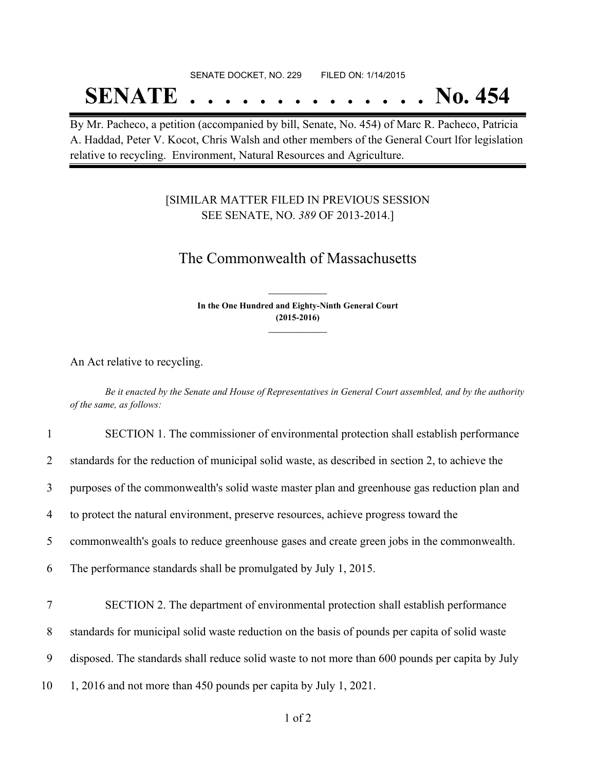SENATE DOCKET, NO. 229        FILED ON: 1/14/2015

# SENATE . . . . . . . . . . . . . . No. 454

By Mr. Pacheco, a petition (accompanied by bill, Senate, No. 454) of Marc R. Pacheco, Patricia A. Haddad, Peter V. Kocot, Chris Walsh and other members of the General Court lfor legislation relative to recycling. Environment, Natural Resources and Agriculture.

[SIMILAR MATTER FILED IN PREVIOUS SESSION
SEE SENATE, NO. *389* OF 2013-2014.]

## The Commonwealth of Massachusetts

**In the One Hundred and Eighty-Ninth General Court**
**(2015-2016)**

An Act relative to recycling.

*Be it enacted by the Senate and House of Representatives in General Court assembled, and by the authority of the same, as follows:*

1 SECTION 1. The commissioner of environmental protection shall establish performance
2 standards for the reduction of municipal solid waste, as described in section 2, to achieve the
3 purposes of the commonwealth's solid waste master plan and greenhouse gas reduction plan and
4 to protect the natural environment, preserve resources, achieve progress toward the
5 commonwealth's goals to reduce greenhouse gases and create green jobs in the commonwealth.
6 The performance standards shall be promulgated by July 1, 2015.

7 SECTION 2. The department of environmental protection shall establish performance
8 standards for municipal solid waste reduction on the basis of pounds per capita of solid waste
9 disposed. The standards shall reduce solid waste to not more than 600 pounds per capita by July
10 1, 2016 and not more than 450 pounds per capita by July 1, 2021.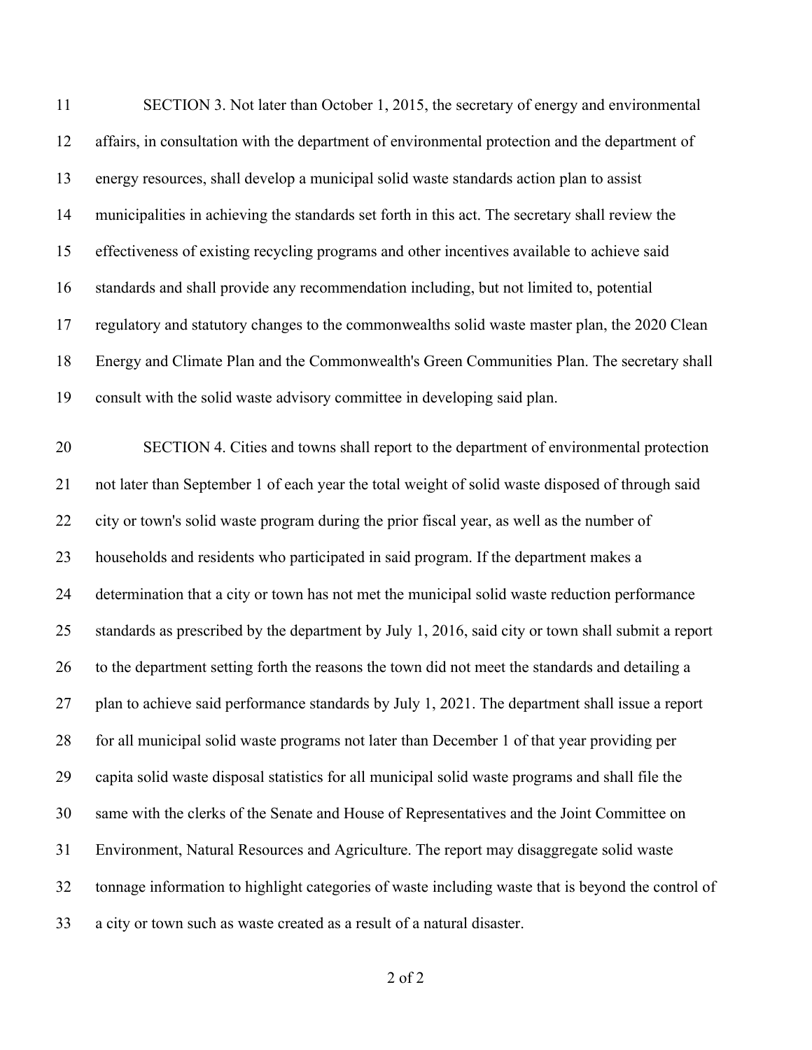SECTION 3. Not later than October 1, 2015, the secretary of energy and environmental affairs, in consultation with the department of environmental protection and the department of energy resources, shall develop a municipal solid waste standards action plan to assist municipalities in achieving the standards set forth in this act. The secretary shall review the effectiveness of existing recycling programs and other incentives available to achieve said standards and shall provide any recommendation including, but not limited to, potential regulatory and statutory changes to the commonwealths solid waste master plan, the 2020 Clean Energy and Climate Plan and the Commonwealth's Green Communities Plan. The secretary shall consult with the solid waste advisory committee in developing said plan.

SECTION 4. Cities and towns shall report to the department of environmental protection not later than September 1 of each year the total weight of solid waste disposed of through said city or town's solid waste program during the prior fiscal year, as well as the number of households and residents who participated in said program. If the department makes a determination that a city or town has not met the municipal solid waste reduction performance standards as prescribed by the department by July 1, 2016, said city or town shall submit a report to the department setting forth the reasons the town did not meet the standards and detailing a plan to achieve said performance standards by July 1, 2021. The department shall issue a report for all municipal solid waste programs not later than December 1 of that year providing per capita solid waste disposal statistics for all municipal solid waste programs and shall file the same with the clerks of the Senate and House of Representatives and the Joint Committee on Environment, Natural Resources and Agriculture. The report may disaggregate solid waste tonnage information to highlight categories of waste including waste that is beyond the control of a city or town such as waste created as a result of a natural disaster.